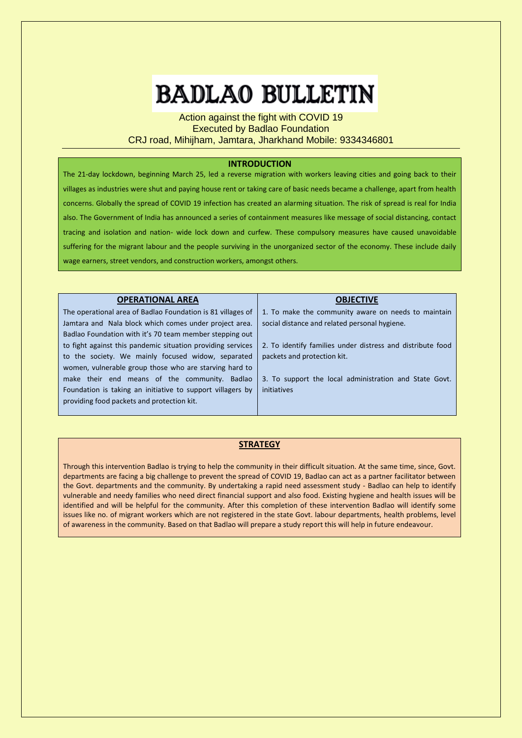# BADLAO BULLETIN

Action against the fight with COVID 19
Executed by Badlao Foundation
CRJ road, Mihijham, Jamtara, Jharkhand Mobile: 9334346801

## INTRODUCTION

The 21-day lockdown, beginning March 25, led a reverse migration with workers leaving cities and going back to their villages as industries were shut and paying house rent or taking care of basic needs became a challenge, apart from health concerns. Globally the spread of COVID 19 infection has created an alarming situation. The risk of spread is real for India also. The Government of India has announced a series of containment measures like message of social distancing, contact tracing and isolation and nation- wide lock down and curfew. These compulsory measures have caused unavoidable suffering for the migrant labour and the people surviving in the unorganized sector of the economy. These include daily wage earners, street vendors, and construction workers, amongst others.

## OPERATIONAL AREA

The operational area of Badlao Foundation is 81 villages of Jamtara and Nala block which comes under project area. Badlao Foundation with it's 70 team member stepping out to fight against this pandemic situation providing services to the society. We mainly focused widow, separated women, vulnerable group those who are starving hard to make their end means of the community. Badlao Foundation is taking an initiative to support villagers by providing food packets and protection kit.

## OBJECTIVE

1. To make the community aware on needs to maintain social distance and related personal hygiene.

2. To identify families under distress and distribute food packets and protection kit.

3. To support the local administration and State Govt. initiatives

## STRATEGY

Through this intervention Badlao is trying to help the community in their difficult situation. At the same time, since, Govt. departments are facing a big challenge to prevent the spread of COVID 19, Badlao can act as a partner facilitator between the Govt. departments and the community. By undertaking a rapid need assessment study - Badlao can help to identify vulnerable and needy families who need direct financial support and also food. Existing hygiene and health issues will be identified and will be helpful for the community. After this completion of these intervention Badlao will identify some issues like no. of migrant workers which are not registered in the state Govt. labour departments, health problems, level of awareness in the community. Based on that Badlao will prepare a study report this will help in future endeavour.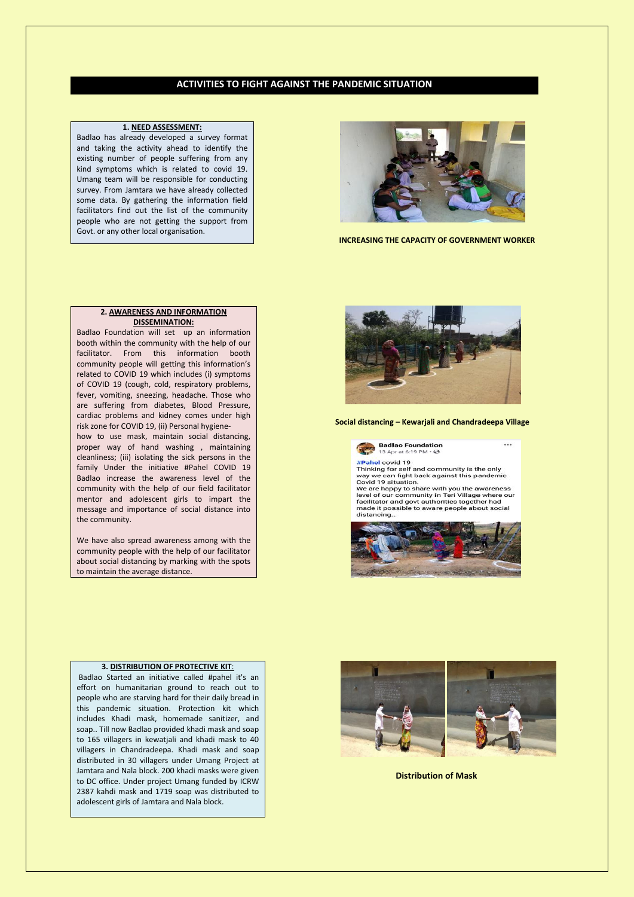## ACTIVITIES TO FIGHT AGAINST THE PANDEMIC SITUATION

### 1. NEED ASSESSMENT:

Badlao has already developed a survey format and taking the activity ahead to identify the existing number of people suffering from any kind symptoms which is related to covid 19. Umang team will be responsible for conducting survey. From Jamtara we have already collected some data. By gathering the information field facilitators find out the list of the community people who are not getting the support from Govt. or any other local organisation.

**INCREASING THE CAPACITY OF GOVERNMENT WORKER**

### 2. AWARENESS AND INFORMATION DISSEMINATION:

Badlao Foundation will set up an information booth within the community with the help of our facilitator. From this information booth community people will getting this information's related to COVID 19 which includes (i) symptoms of COVID 19 (cough, cold, respiratory problems, fever, vomiting, sneezing, headache. Those who are suffering from diabetes, Blood Pressure, cardiac problems and kidney comes under high risk zone for COVID 19, (ii) Personal hygiene-how to use mask, maintain social distancing, proper way of hand washing , maintaining cleanliness; (iii) isolating the sick persons in the family Under the initiative #Pahel COVID 19 Badlao increase the awareness level of the community with the help of our field facilitator mentor and adolescent girls to impart the message and importance of social distance into the community.

We have also spread awareness among with the community people with the help of our facilitator about social distancing by marking with the spots to maintain the average distance.

**Social distancing – Kewarjali and Chandradeepa Village**

Badlao Foundation
13 Apr at 6:19 PM

#Pahel covid 19
Thinking for self and community is the only way we can fight back against this pandemic Covid 19 situation.
We are happy to share with you the awareness level of our community in Teri Village where our facilitator and govt authorities together had made it possible to aware people about social distancing..

### 3. DISTRIBUTION OF PROTECTIVE KIT:

Badlao Started an initiative called #pahel it's an effort on humanitarian ground to reach out to people who are starving hard for their daily bread in this pandemic situation. Protection kit which includes Khadi mask, homemade sanitizer, and soap.. Till now Badlao provided khadi mask and soap to 165 villagers in kewatjali and khadi mask to 40 villagers in Chandradeepa. Khadi mask and soap distributed in 30 villagers under Umang Project at Jamtara and Nala block. 200 khadi masks were given to DC office. Under project Umang funded by ICRW 2387 kahdi mask and 1719 soap was distributed to adolescent girls of Jamtara and Nala block.

**Distribution of Mask**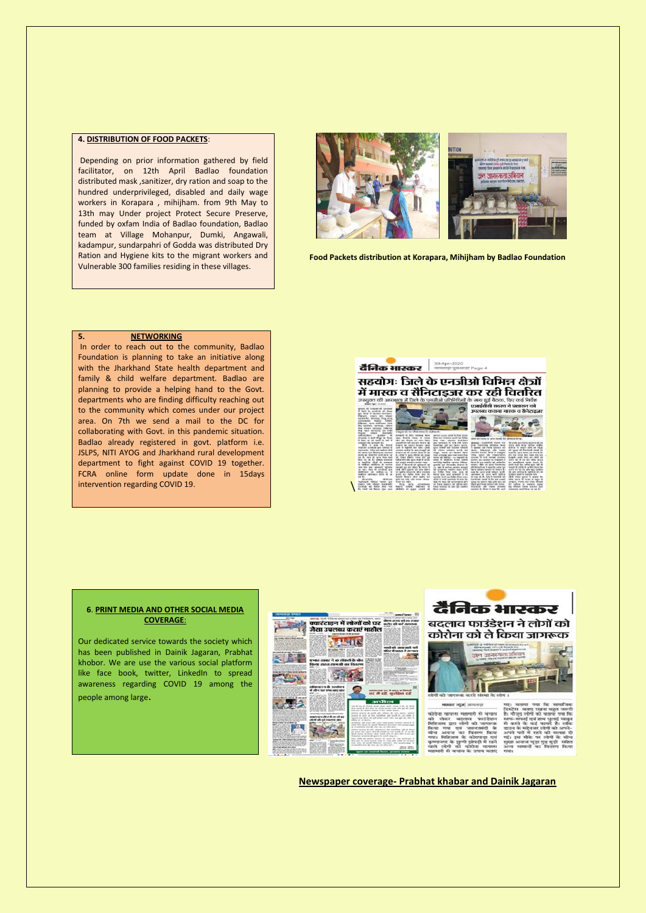### 4. DISTRIBUTION OF FOOD PACKETS:

Depending on prior information gathered by field facilitator, on 12th April Badlao foundation distributed mask ,sanitizer, dry ration and soap to the hundred underprivileged, disabled and daily wage workers in Korapara , mihijham. from 9th May to 13th may Under project Protect Secure Preserve, funded by oxfam India of Badlao foundation, Badlao team at Village Mohanpur, Dumki, Angawali, kadampur, sundarpahri of Godda was distributed Dry Ration and Hygiene kits to the migrant workers and Vulnerable 300 families residing in these villages.

**Food Packets distribution at Korapara, Mihijham by Badlao Foundation**

### 5. NETWORKING

In order to reach out to the community, Badlao Foundation is planning to take an initiative along with the Jharkhand State health department and family & child welfare department. Badlao are planning to provide a helping hand to the Govt. departments who are finding difficulty reaching out to the community which comes under our project area. On 7th we send a mail to the DC for collaborating with Govt. in this pandemic situation. Badlao already registered in govt. platform i.e. JSLPS, NITI AYOG and Jharkhand rural development department to fight against COVID 19 together. FCRA online form update done in 15days intervention regarding COVID 19.

### 6. PRINT MEDIA AND OTHER SOCIAL MEDIA COVERAGE:

Our dedicated service towards the society which has been published in Dainik Jagaran, Prabhat khobor. We are use the various social platform like face book, twitter, LinkedIn to spread awareness regarding COVID 19 among the people among large.

**Newspaper coverage- Prabhat khabar and Dainik Jagaran**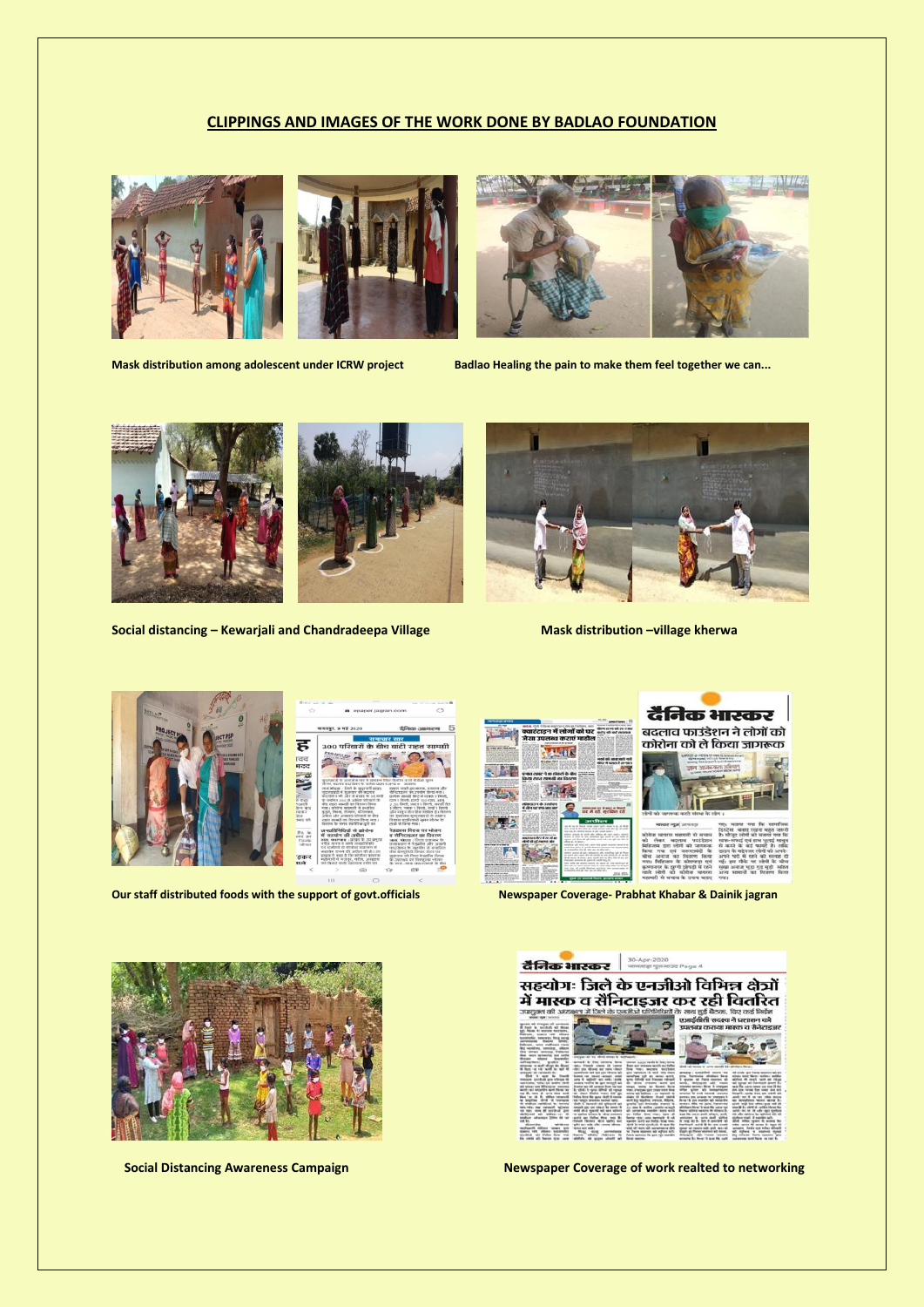## CLIPPINGS AND IMAGES OF THE WORK DONE BY BADLAO FOUNDATION

**Mask distribution among adolescent under ICRW project**

**Badlao Healing the pain to make them feel together we can...**

**Social distancing – Kewarjali and Chandradeepa Village**

**Mask distribution –village kherwa**

**Our staff distributed foods with the support of govt.officials**

**Newspaper Coverage- Prabhat Khabar & Dainik jagran**

**Social Distancing Awareness Campaign**

**Newspaper Coverage of work realted to networking**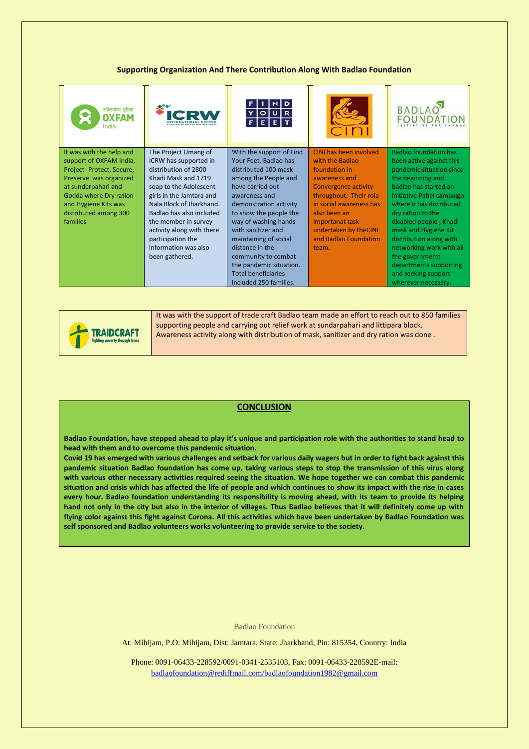**Supporting Organization And There Contribution Along With Badlao Foundation**

| OXFAM India | ICRW | FIND YOUR FEET | CINI | BADLAO FOUNDATION |
|---|---|---|---|---|
| It was with the help and support of OXFAM India, Project- Protect, Secure, Preserve was organized at sunderpahari and Godda where Dry ration and Hygiene Kits was distributed among 300 families | The Project Umang of ICRW has supported in distribution of 2800 Khadi Mask and 1719 soap to the Adolescent girls in the Jamtara and Nala Block of Jharkhand. Badlao has also included the member in survey activity along with there participation the information was also been gathered. | With the support of Find Your Feet, Badlao has distributed 100 mask among the People and have carried out awareness and demonstration activity to show the people the way of washing hands with sanitizer and maintaining of social distance in the community to combat the pandemic situation. Total beneficiaries included 250 families. | CINI has been involved with the Badlao foundation in awareness and Convergence activity throughout. Their role in social awareness has also been an importanat task undertaken by theCINI and Badlao Foundation team. | Badlao foundation has been active against this pandemic situation since the beginning and badlao has started an initiative Pahel campaign where it has distributed dry ration to the disabled people , Khadi mask and Hygiene Kit distribution along with networking work with all the governmemt departments supporting and seeking support wherever necessary. |

| | |
|---|---|
| TRAIDCRAFT Fighting poverty through trade | It was with the support of trade craft Badlao team made an effort to reach out to 850 families supporting people and carrying out relief work at sundarpahari and littipara block. Awareness activity along with distribution of mask, sanitizer and dry ration was done . |

## CONCLUSION

**Badlao Foundation, have stepped ahead to play it's unique and participation role with the authorities to stand head to head with them and to overcome this pandemic situation.**

**Covid 19 has emerged with various challenges and setback for various daily wagers but in order to fight back against this pandemic situation Badlao foundation has come up, taking various steps to stop the transmission of this virus along with various other necessary activities required seeing the situation. We hope together we can combat this pandemic situation and crisis which has affected the life of people and which continues to show its impact with the rise in cases every hour. Badlao foundation understanding its responsibility is moving ahead, with its team to provide its helping hand not only in the city but also in the interior of villages. Thus Badlao believes that it will definitely come up with flying color against this fight against Corona. All this activities which have been undertaken by Badlao Foundation was self sponsored and Badlao volunteers works volunteering to provide service to the society.**

Badlao Foundation

At: Mihijam, P.O: Mihijam, Dist: Jamtara, State: Jharkhand, Pin: 815354, Country: India

Phone: 0091-06433-228592/0091-0341-2535103, Fax: 0091-06433-228592E-mail: badlaofoundation@rediffmail.com/badlaofoundation1982@gmail.com